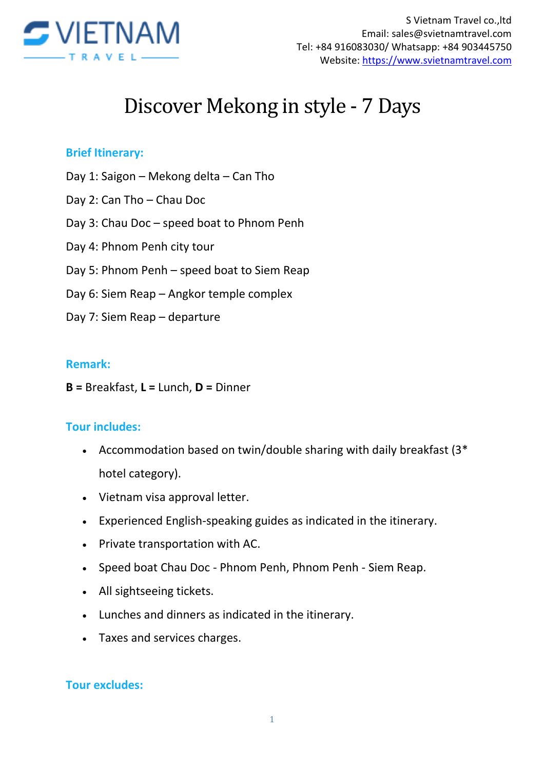S Vietnam Travel co.,ltd
Email: sales@svietnamtravel.com
Tel: +84 916083030/ Whatsapp: +84 903445750
Website: https://www.svietnamtravel.com

# Discover Mekong in style - 7 Days

### Brief Itinerary:

Day 1: Saigon – Mekong delta – Can Tho

Day 2: Can Tho – Chau Doc

Day 3: Chau Doc – speed boat to Phnom Penh

Day 4: Phnom Penh city tour

Day 5: Phnom Penh – speed boat to Siem Reap

Day 6: Siem Reap – Angkor temple complex

Day 7: Siem Reap – departure

### Remark:

**B** = Breakfast, **L** = Lunch, **D** = Dinner

### Tour includes:

- Accommodation based on twin/double sharing with daily breakfast (3* hotel category).
- Vietnam visa approval letter.
- Experienced English-speaking guides as indicated in the itinerary.
- Private transportation with AC.
- Speed boat Chau Doc - Phnom Penh, Phnom Penh - Siem Reap.
- All sightseeing tickets.
- Lunches and dinners as indicated in the itinerary.
- Taxes and services charges.

### Tour excludes: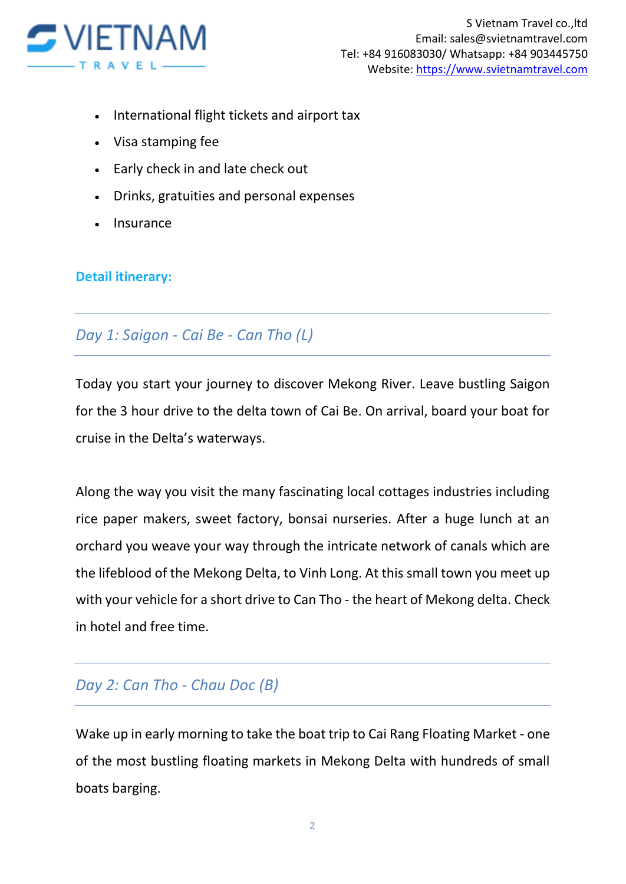- International flight tickets and airport tax
- Visa stamping fee
- Early check in and late check out
- Drinks, gratuities and personal expenses
- Insurance

**Detail itinerary:**

## *Day 1: Saigon - Cai Be - Can Tho (L)*

Today you start your journey to discover Mekong River. Leave bustling Saigon for the 3 hour drive to the delta town of Cai Be. On arrival, board your boat for cruise in the Delta's waterways.

Along the way you visit the many fascinating local cottages industries including rice paper makers, sweet factory, bonsai nurseries. After a huge lunch at an orchard you weave your way through the intricate network of canals which are the lifeblood of the Mekong Delta, to Vinh Long. At this small town you meet up with your vehicle for a short drive to Can Tho - the heart of Mekong delta. Check in hotel and free time.

## *Day 2: Can Tho - Chau Doc (B)*

Wake up in early morning to take the boat trip to Cai Rang Floating Market - one of the most bustling floating markets in Mekong Delta with hundreds of small boats barging.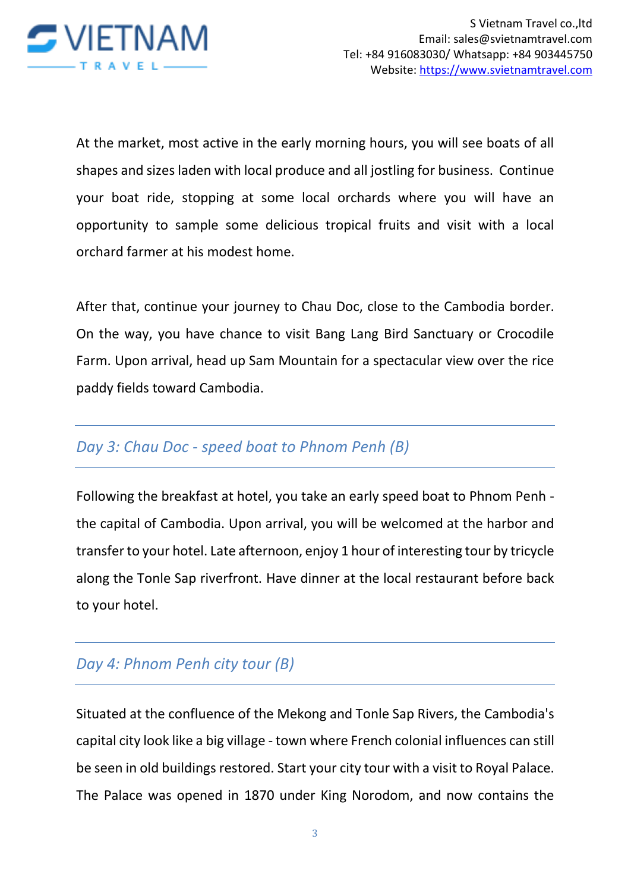At the market, most active in the early morning hours, you will see boats of all shapes and sizes laden with local produce and all jostling for business. Continue your boat ride, stopping at some local orchards where you will have an opportunity to sample some delicious tropical fruits and visit with a local orchard farmer at his modest home.

After that, continue your journey to Chau Doc, close to the Cambodia border. On the way, you have chance to visit Bang Lang Bird Sanctuary or Crocodile Farm. Upon arrival, head up Sam Mountain for a spectacular view over the rice paddy fields toward Cambodia.

## *Day 3: Chau Doc - speed boat to Phnom Penh (B)*

Following the breakfast at hotel, you take an early speed boat to Phnom Penh - the capital of Cambodia. Upon arrival, you will be welcomed at the harbor and transfer to your hotel. Late afternoon, enjoy 1 hour of interesting tour by tricycle along the Tonle Sap riverfront. Have dinner at the local restaurant before back to your hotel.

## *Day 4: Phnom Penh city tour (B)*

Situated at the confluence of the Mekong and Tonle Sap Rivers, the Cambodia's capital city look like a big village - town where French colonial influences can still be seen in old buildings restored. Start your city tour with a visit to Royal Palace. The Palace was opened in 1870 under King Norodom, and now contains the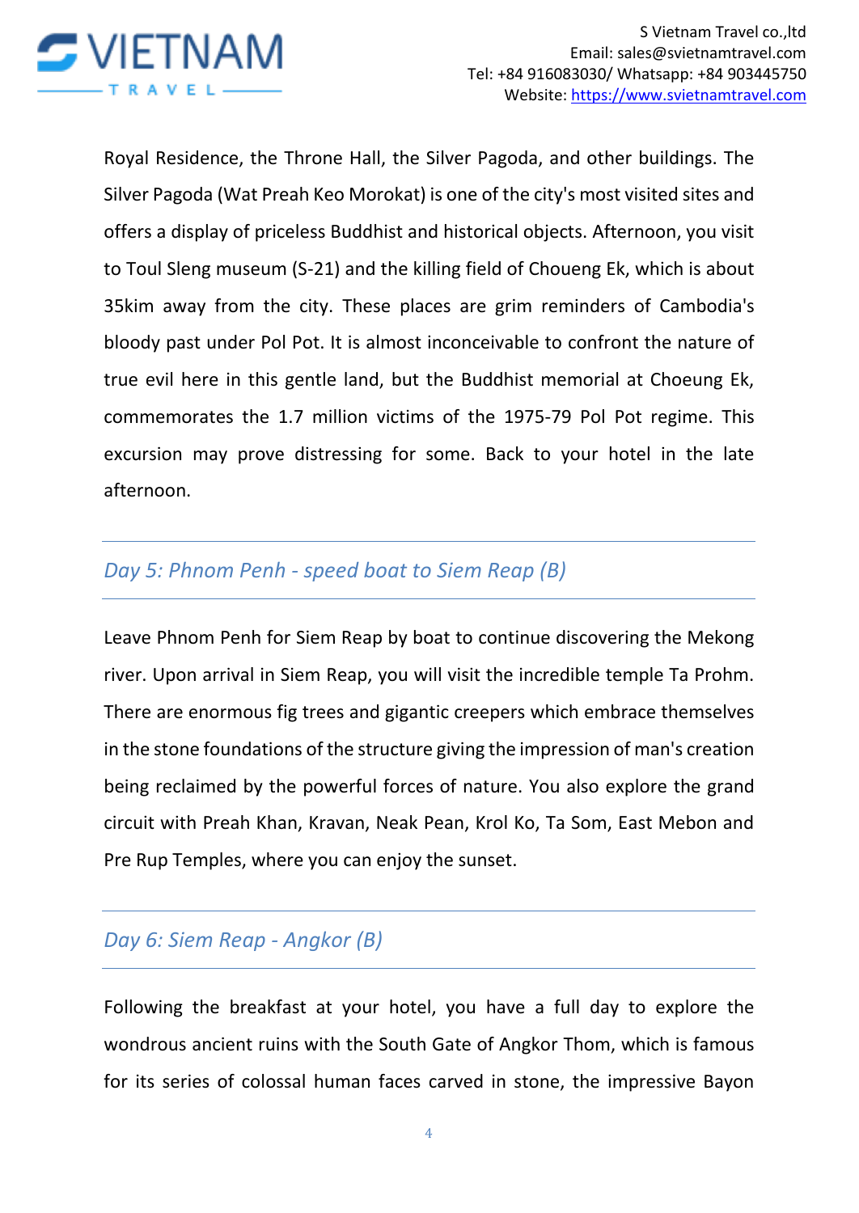Royal Residence, the Throne Hall, the Silver Pagoda, and other buildings. The Silver Pagoda (Wat Preah Keo Morokat) is one of the city's most visited sites and offers a display of priceless Buddhist and historical objects. Afternoon, you visit to Toul Sleng museum (S-21) and the killing field of Choueng Ek, which is about 35kim away from the city. These places are grim reminders of Cambodia's bloody past under Pol Pot. It is almost inconceivable to confront the nature of true evil here in this gentle land, but the Buddhist memorial at Choeung Ek, commemorates the 1.7 million victims of the 1975-79 Pol Pot regime. This excursion may prove distressing for some. Back to your hotel in the late afternoon.

## *Day 5: Phnom Penh - speed boat to Siem Reap (B)*

Leave Phnom Penh for Siem Reap by boat to continue discovering the Mekong river. Upon arrival in Siem Reap, you will visit the incredible temple Ta Prohm. There are enormous fig trees and gigantic creepers which embrace themselves in the stone foundations of the structure giving the impression of man's creation being reclaimed by the powerful forces of nature. You also explore the grand circuit with Preah Khan, Kravan, Neak Pean, Krol Ko, Ta Som, East Mebon and Pre Rup Temples, where you can enjoy the sunset.

## *Day 6: Siem Reap - Angkor (B)*

Following the breakfast at your hotel, you have a full day to explore the wondrous ancient ruins with the South Gate of Angkor Thom, which is famous for its series of colossal human faces carved in stone, the impressive Bayon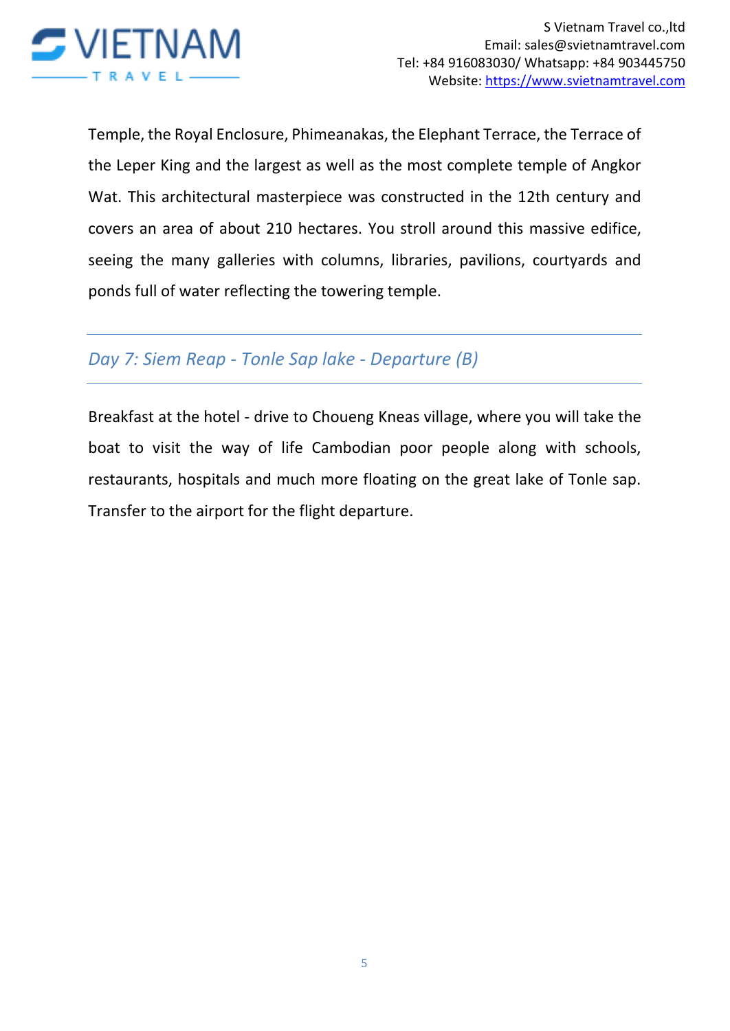Temple, the Royal Enclosure, Phimeanakas, the Elephant Terrace, the Terrace of the Leper King and the largest as well as the most complete temple of Angkor Wat. This architectural masterpiece was constructed in the 12th century and covers an area of about 210 hectares. You stroll around this massive edifice, seeing the many galleries with columns, libraries, pavilions, courtyards and ponds full of water reflecting the towering temple.

## *Day 7: Siem Reap - Tonle Sap lake - Departure (B)*

Breakfast at the hotel - drive to Choueng Kneas village, where you will take the boat to visit the way of life Cambodian poor people along with schools, restaurants, hospitals and much more floating on the great lake of Tonle sap. Transfer to the airport for the flight departure.